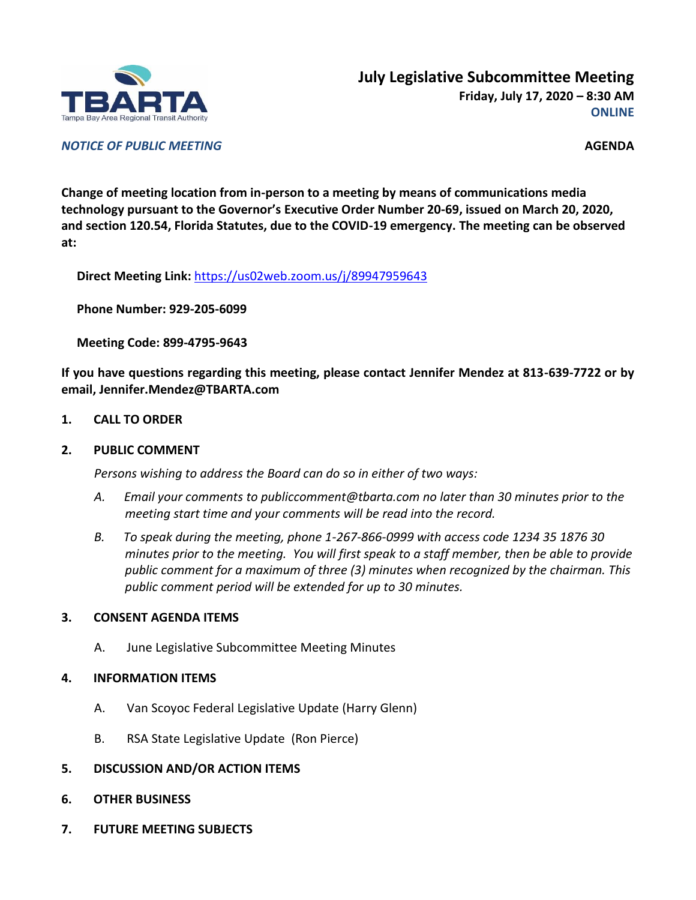TBARTA
Tampa Bay Area Regional Transit Authority

# July Legislative Subcommittee Meeting

**Friday, July 17, 2020 – 8:30 AM**
**ONLINE**

*NOTICE OF PUBLIC MEETING*

**AGENDA**

**Change of meeting location from in-person to a meeting by means of communications media technology pursuant to the Governor's Executive Order Number 20-69, issued on March 20, 2020, and section 120.54, Florida Statutes, due to the COVID-19 emergency. The meeting can be observed at:**

**Direct Meeting Link:** https://us02web.zoom.us/j/89947959643

**Phone Number: 929-205-6099**

**Meeting Code: 899-4795-9643**

**If you have questions regarding this meeting, please contact Jennifer Mendez at 813-639-7722 or by email, Jennifer.Mendez@TBARTA.com**

1. **CALL TO ORDER**

2. **PUBLIC COMMENT**

   *Persons wishing to address the Board can do so in either of two ways:*

   A. *Email your comments to publiccomment@tbarta.com no later than 30 minutes prior to the meeting start time and your comments will be read into the record.*

   B. *To speak during the meeting, phone 1-267-866-0999 with access code 1234 35 1876 30 minutes prior to the meeting. You will first speak to a staff member, then be able to provide public comment for a maximum of three (3) minutes when recognized by the chairman. This public comment period will be extended for up to 30 minutes.*

3. **CONSENT AGENDA ITEMS**

   A. June Legislative Subcommittee Meeting Minutes

4. **INFORMATION ITEMS**

   A. Van Scoyoc Federal Legislative Update (Harry Glenn)

   B. RSA State Legislative Update (Ron Pierce)

5. **DISCUSSION AND/OR ACTION ITEMS**

6. **OTHER BUSINESS**

7. **FUTURE MEETING SUBJECTS**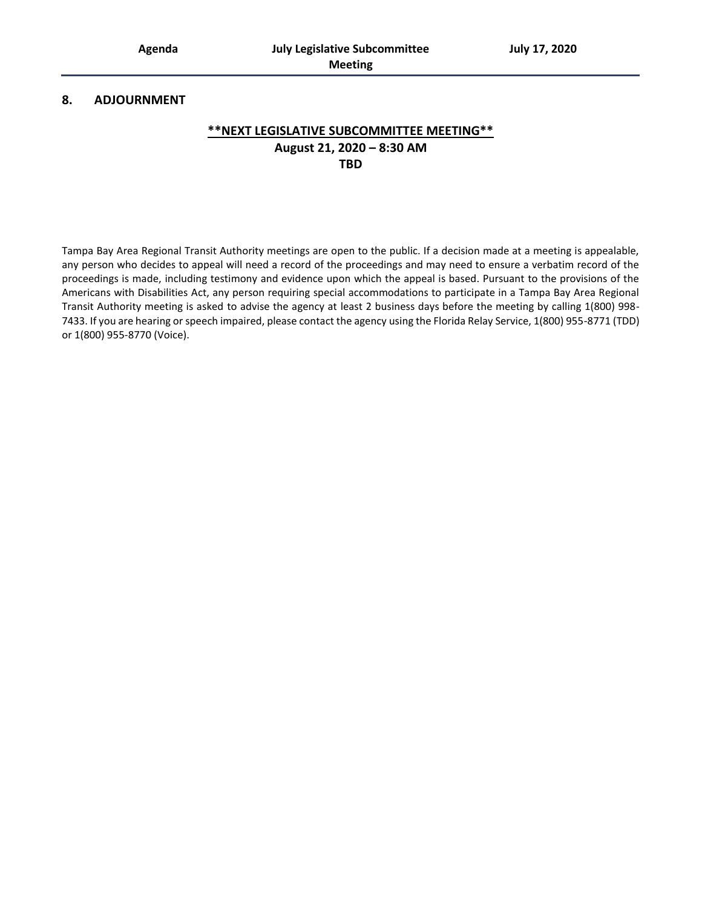## 8. ADJOURNMENT

**<u>**NEXT LEGISLATIVE SUBCOMMITTEE MEETING**</u>**

**August 21, 2020 – 8:30 AM**

**TBD**

Tampa Bay Area Regional Transit Authority meetings are open to the public. If a decision made at a meeting is appealable, any person who decides to appeal will need a record of the proceedings and may need to ensure a verbatim record of the proceedings is made, including testimony and evidence upon which the appeal is based. Pursuant to the provisions of the Americans with Disabilities Act, any person requiring special accommodations to participate in a Tampa Bay Area Regional Transit Authority meeting is asked to advise the agency at least 2 business days before the meeting by calling 1(800) 998-7433. If you are hearing or speech impaired, please contact the agency using the Florida Relay Service, 1(800) 955-8771 (TDD) or 1(800) 955-8770 (Voice).